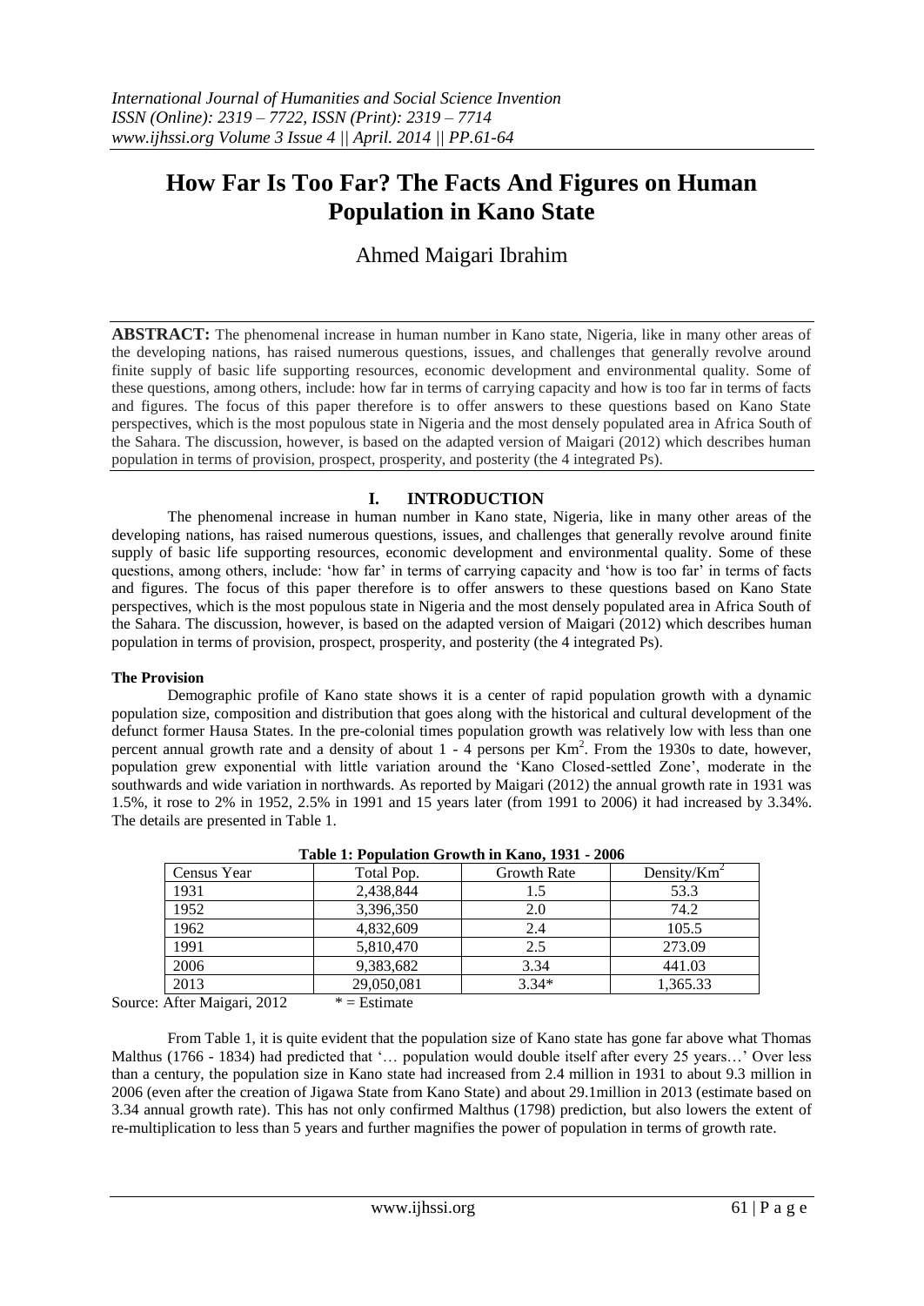# How Far Is Too Far? The Facts And Figures on Human Population in Kano State

Ahmed Maigari Ibrahim

**ABSTRACT:** The phenomenal increase in human number in Kano state, Nigeria, like in many other areas of the developing nations, has raised numerous questions, issues, and challenges that generally revolve around finite supply of basic life supporting resources, economic development and environmental quality. Some of these questions, among others, include: how far in terms of carrying capacity and how is too far in terms of facts and figures. The focus of this paper therefore is to offer answers to these questions based on Kano State perspectives, which is the most populous state in Nigeria and the most densely populated area in Africa South of the Sahara. The discussion, however, is based on the adapted version of Maigari (2012) which describes human population in terms of provision, prospect, prosperity, and posterity (the 4 integrated Ps).

## I. INTRODUCTION

The phenomenal increase in human number in Kano state, Nigeria, like in many other areas of the developing nations, has raised numerous questions, issues, and challenges that generally revolve around finite supply of basic life supporting resources, economic development and environmental quality. Some of these questions, among others, include: 'how far' in terms of carrying capacity and 'how is too far' in terms of facts and figures. The focus of this paper therefore is to offer answers to these questions based on Kano State perspectives, which is the most populous state in Nigeria and the most densely populated area in Africa South of the Sahara. The discussion, however, is based on the adapted version of Maigari (2012) which describes human population in terms of provision, prospect, prosperity, and posterity (the 4 integrated Ps).

### The Provision

Demographic profile of Kano state shows it is a center of rapid population growth with a dynamic population size, composition and distribution that goes along with the historical and cultural development of the defunct former Hausa States. In the pre-colonial times population growth was relatively low with less than one percent annual growth rate and a density of about 1 - 4 persons per $Km^2$. From the 1930s to date, however, population grew exponential with little variation around the 'Kano Closed-settled Zone', moderate in the southwards and wide variation in northwards. As reported by Maigari (2012) the annual growth rate in 1931 was 1.5%, it rose to 2% in 1952, 2.5% in 1991 and 15 years later (from 1991 to 2006) it had increased by 3.34%. The details are presented in Table 1.

**Table 1: Population Growth in Kano, 1931 - 2006**

| Census Year | Total Pop. | Growth Rate | Density/$Km^2$ |
|---|---|---|---|
| 1931 | 2,438,844 | 1.5 | 53.3 |
| 1952 | 3,396,350 | 2.0 | 74.2 |
| 1962 | 4,832,609 | 2.4 | 105.5 |
| 1991 | 5,810,470 | 2.5 | 273.09 |
| 2006 | 9,383,682 | 3.34 | 441.03 |
| 2013 | 29,050,081 | 3.34* | 1,365.33 |

Source: After Maigari, 2012 &nbsp;&nbsp;&nbsp; * = Estimate

From Table 1, it is quite evident that the population size of Kano state has gone far above what Thomas Malthus (1766 - 1834) had predicted that '… population would double itself after every 25 years…' Over less than a century, the population size in Kano state had increased from 2.4 million in 1931 to about 9.3 million in 2006 (even after the creation of Jigawa State from Kano State) and about 29.1million in 2013 (estimate based on 3.34 annual growth rate). This has not only confirmed Malthus (1798) prediction, but also lowers the extent of re-multiplication to less than 5 years and further magnifies the power of population in terms of growth rate.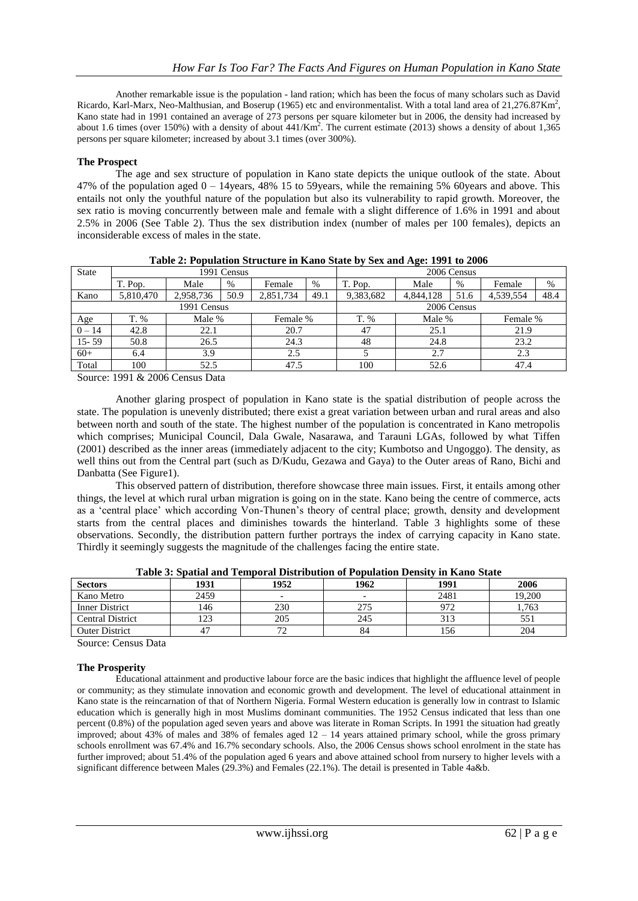Another remarkable issue is the population - land ration; which has been the focus of many scholars such as David Ricardo, Karl-Marx, Neo-Malthusian, and Boserup (1965) etc and environmentalist. With a total land area of 21,276.87Km$^2$, Kano state had in 1991 contained an average of 273 persons per square kilometer but in 2006, the density had increased by about 1.6 times (over 150%) with a density of about 441/Km$^2$. The current estimate (2013) shows a density of about 1,365 persons per square kilometer; increased by about 3.1 times (over 300%).

**The Prospect**

The age and sex structure of population in Kano state depicts the unique outlook of the state. About 47% of the population aged 0 – 14years, 48% 15 to 59years, while the remaining 5% 60years and above. This entails not only the youthful nature of the population but also its vulnerability to rapid growth. Moreover, the sex ratio is moving concurrently between male and female with a slight difference of 1.6% in 1991 and about 2.5% in 2006 (See Table 2). Thus the sex distribution index (number of males per 100 females), depicts an inconsiderable excess of males in the state.

**Table 2: Population Structure in Kano State by Sex and Age: 1991 to 2006**

| State | 1991 Census | | | | | 2006 Census | | | | |
|---|---|---|---|---|---|---|---|---|---|---|
| | T. Pop. | Male | % | Female | % | T. Pop. | Male | % | Female | % |
| Kano | 5,810,470 | 2,958,736 | 50.9 | 2,851,734 | 49.1 | 9,383,682 | 4,844,128 | 51.6 | 4,539,554 | 48.4 |
| | 1991 Census | | | | | 2006 Census | | | | |
| Age | T. % | Male % | | Female % | | T. % | Male % | | Female % | |
| 0 – 14 | 42.8 | 22.1 | | 20.7 | | 47 | 25.1 | | 21.9 | |
| 15- 59 | 50.8 | 26.5 | | 24.3 | | 48 | 24.8 | | 23.2 | |
| 60+ | 6.4 | 3.9 | | 2.5 | | 5 | 2.7 | | 2.3 | |
| Total | 100 | 52.5 | | 47.5 | | 100 | 52.6 | | 47.4 | |

Source: 1991 & 2006 Census Data

Another glaring prospect of population in Kano state is the spatial distribution of people across the state. The population is unevenly distributed; there exist a great variation between urban and rural areas and also between north and south of the state. The highest number of the population is concentrated in Kano metropolis which comprises; Municipal Council, Dala Gwale, Nasarawa, and Tarauni LGAs, followed by what Tiffen (2001) described as the inner areas (immediately adjacent to the city; Kumbotso and Ungoggo). The density, as well thins out from the Central part (such as D/Kudu, Gezawa and Gaya) to the Outer areas of Rano, Bichi and Danbatta (See Figure1).

This observed pattern of distribution, therefore showcase three main issues. First, it entails among other things, the level at which rural urban migration is going on in the state. Kano being the centre of commerce, acts as a 'central place' which according Von-Thunen's theory of central place; growth, density and development starts from the central places and diminishes towards the hinterland. Table 3 highlights some of these observations. Secondly, the distribution pattern further portrays the index of carrying capacity in Kano state. Thirdly it seemingly suggests the magnitude of the challenges facing the entire state.

**Table 3: Spatial and Temporal Distribution of Population Density in Kano State**

| Sectors | 1931 | 1952 | 1962 | 1991 | 2006 |
|---|---|---|---|---|---|
| Kano Metro | 2459 | - | - | 2481 | 19,200 |
| Inner District | 146 | 230 | 275 | 972 | 1,763 |
| Central District | 123 | 205 | 245 | 313 | 551 |
| Outer District | 47 | 72 | 84 | 156 | 204 |

Source: Census Data

**The Prosperity**

Educational attainment and productive labour force are the basic indices that highlight the affluence level of people or community; as they stimulate innovation and economic growth and development. The level of educational attainment in Kano state is the reincarnation of that of Northern Nigeria. Formal Western education is generally low in contrast to Islamic education which is generally high in most Muslims dominant communities. The 1952 Census indicated that less than one percent (0.8%) of the population aged seven years and above was literate in Roman Scripts. In 1991 the situation had greatly improved; about 43% of males and 38% of females aged 12 – 14 years attained primary school, while the gross primary schools enrollment was 67.4% and 16.7% secondary schools. Also, the 2006 Census shows school enrolment in the state has further improved; about 51.4% of the population aged 6 years and above attained school from nursery to higher levels with a significant difference between Males (29.3%) and Females (22.1%). The detail is presented in Table 4a&b.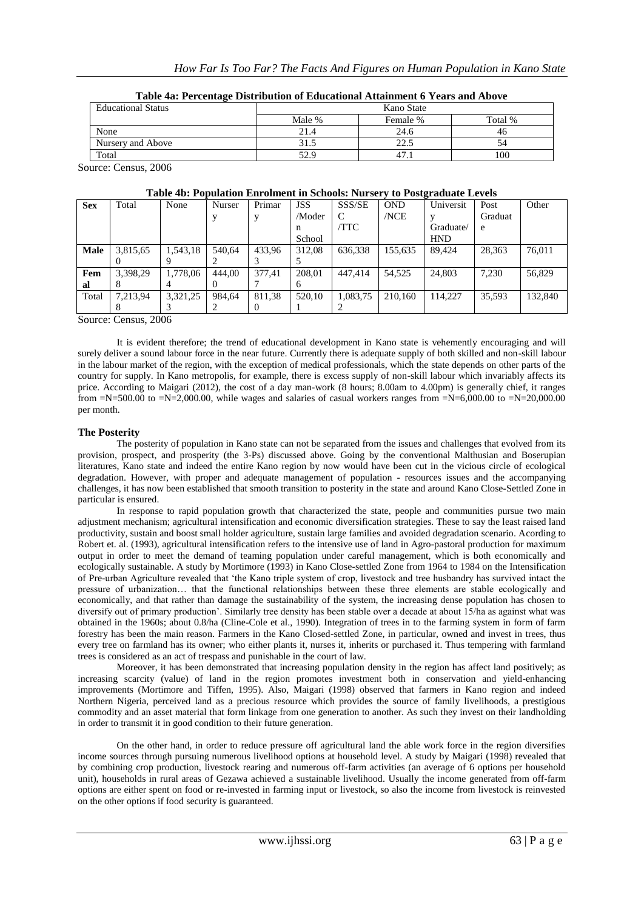**Table 4a: Percentage Distribution of Educational Attainment 6 Years and Above**

| Educational Status | Kano State | | |
|---|---|---|---|
| | Male % | Female % | Total % |
| None | 21.4 | 24.6 | 46 |
| Nursery and Above | 31.5 | 22.5 | 54 |
| Total | 52.9 | 47.1 | 100 |

Source: Census, 2006

**Table 4b: Population Enrolment in Schools: Nursery to Postgraduate Levels**

| Sex | Total | None | Nursery | Primary | JSS /Modern School | SSS/SEC /TTC | OND /NCE | University Graduate/ HND | Post Graduate | Other |
|---|---|---|---|---|---|---|---|---|---|---|
| Male | 3,815,650 | 1,543,189 | 540,642 | 433,963 | 312,085 | 636,338 | 155,635 | 89,424 | 28,363 | 76,011 |
| Female | 3,398,298 | 1,778,064 | 444,000 | 377,417 | 208,016 | 447,414 | 54,525 | 24,803 | 7,230 | 56,829 |
| Total | 7,213,948 | 3,321,253 | 984,642 | 811,380 | 520,101 | 1,083,752 | 210,160 | 114,227 | 35,593 | 132,840 |

Source: Census, 2006

It is evident therefore; the trend of educational development in Kano state is vehemently encouraging and will surely deliver a sound labour force in the near future. Currently there is adequate supply of both skilled and non-skill labour in the labour market of the region, with the exception of medical professionals, which the state depends on other parts of the country for supply. In Kano metropolis, for example, there is excess supply of non-skill labour which invariably affects its price. According to Maigari (2012), the cost of a day man-work (8 hours; 8.00am to 4.00pm) is generally chief, it ranges from =N=500.00 to =N=2,000.00, while wages and salaries of casual workers ranges from =N=6,000.00 to =N=20,000.00 per month.

## The Posterity

The posterity of population in Kano state can not be separated from the issues and challenges that evolved from its provision, prospect, and prosperity (the 3-Ps) discussed above. Going by the conventional Malthusian and Boserupian literatures, Kano state and indeed the entire Kano region by now would have been cut in the vicious circle of ecological degradation. However, with proper and adequate management of population - resources issues and the accompanying challenges, it has now been established that smooth transition to posterity in the state and around Kano Close-Settled Zone in particular is ensured.

In response to rapid population growth that characterized the state, people and communities pursue two main adjustment mechanism; agricultural intensification and economic diversification strategies. These to say the least raised land productivity, sustain and boost small holder agriculture, sustain large families and avoided degradation scenario. Acording to Robert et. al. (1993), agricultural intensification refers to the intensive use of land in Agro-pastoral production for maximum output in order to meet the demand of teaming population under careful management, which is both economically and ecologically sustainable. A study by Mortimore (1993) in Kano Close-settled Zone from 1964 to 1984 on the Intensification of Pre-urban Agriculture revealed that 'the Kano triple system of crop, livestock and tree husbandry has survived intact the pressure of urbanization… that the functional relationships between these three elements are stable ecologically and economically, and that rather than damage the sustainability of the system, the increasing dense population has chosen to diversify out of primary production'. Similarly tree density has been stable over a decade at about 15/ha as against what was obtained in the 1960s; about 0.8/ha (Cline-Cole et al., 1990). Integration of trees in to the farming system in form of farm forestry has been the main reason. Farmers in the Kano Closed-settled Zone, in particular, owned and invest in trees, thus every tree on farmland has its owner; who either plants it, nurses it, inherits or purchased it. Thus tempering with farmland trees is considered as an act of trespass and punishable in the court of law.

Moreover, it has been demonstrated that increasing population density in the region has affect land positively; as increasing scarcity (value) of land in the region promotes investment both in conservation and yield-enhancing improvements (Mortimore and Tiffen, 1995). Also, Maigari (1998) observed that farmers in Kano region and indeed Northern Nigeria, perceived land as a precious resource which provides the source of family livelihoods, a prestigious commodity and an asset material that form linkage from one generation to another. As such they invest on their landholding in order to transmit it in good condition to their future generation.

On the other hand, in order to reduce pressure off agricultural land the able work force in the region diversifies income sources through pursuing numerous livelihood options at household level. A study by Maigari (1998) revealed that by combining crop production, livestock rearing and numerous off-farm activities (an average of 6 options per household unit), households in rural areas of Gezawa achieved a sustainable livelihood. Usually the income generated from off-farm options are either spent on food or re-invested in farming input or livestock, so also the income from livestock is reinvested on the other options if food security is guaranteed.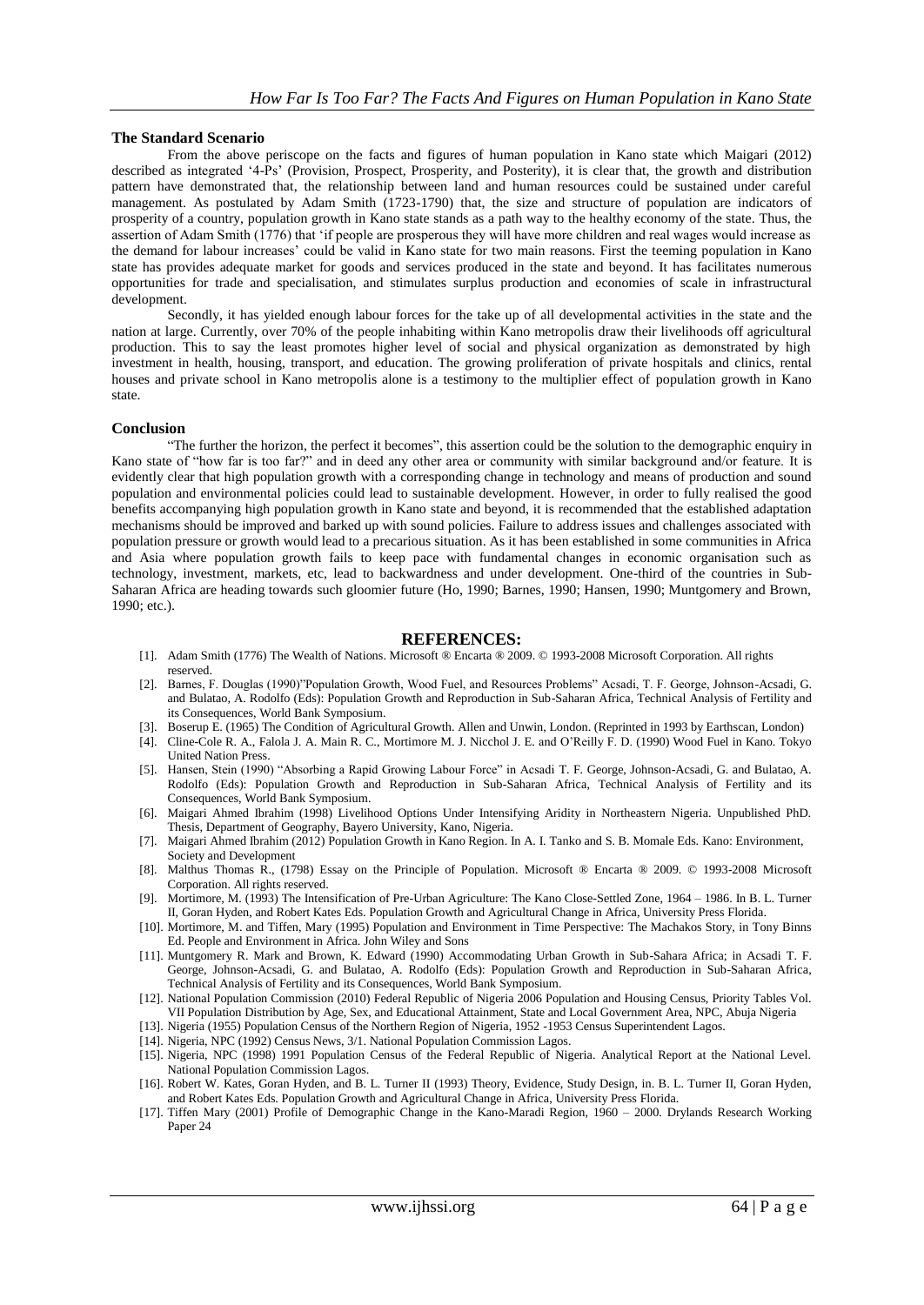## The Standard Scenario

From the above periscope on the facts and figures of human population in Kano state which Maigari (2012) described as integrated '4-Ps' (Provision, Prospect, Prosperity, and Posterity), it is clear that, the growth and distribution pattern have demonstrated that, the relationship between land and human resources could be sustained under careful management. As postulated by Adam Smith (1723-1790) that, the size and structure of population are indicators of prosperity of a country, population growth in Kano state stands as a path way to the healthy economy of the state. Thus, the assertion of Adam Smith (1776) that 'if people are prosperous they will have more children and real wages would increase as the demand for labour increases' could be valid in Kano state for two main reasons. First the teeming population in Kano state has provides adequate market for goods and services produced in the state and beyond. It has facilitates numerous opportunities for trade and specialisation, and stimulates surplus production and economies of scale in infrastructural development.

Secondly, it has yielded enough labour forces for the take up of all developmental activities in the state and the nation at large. Currently, over 70% of the people inhabiting within Kano metropolis draw their livelihoods off agricultural production. This to say the least promotes higher level of social and physical organization as demonstrated by high investment in health, housing, transport, and education. The growing proliferation of private hospitals and clinics, rental houses and private school in Kano metropolis alone is a testimony to the multiplier effect of population growth in Kano state.

## Conclusion

"The further the horizon, the perfect it becomes", this assertion could be the solution to the demographic enquiry in Kano state of "how far is too far?" and in deed any other area or community with similar background and/or feature. It is evidently clear that high population growth with a corresponding change in technology and means of production and sound population and environmental policies could lead to sustainable development. However, in order to fully realised the good benefits accompanying high population growth in Kano state and beyond, it is recommended that the established adaptation mechanisms should be improved and barked up with sound policies. Failure to address issues and challenges associated with population pressure or growth would lead to a precarious situation. As it has been established in some communities in Africa and Asia where population growth fails to keep pace with fundamental changes in economic organisation such as technology, investment, markets, etc, lead to backwardness and under development. One-third of the countries in Sub-Saharan Africa are heading towards such gloomier future (Ho, 1990; Barnes, 1990; Hansen, 1990; Muntgomery and Brown, 1990; etc.).

## REFERENCES:

[1]. Adam Smith (1776) The Wealth of Nations. Microsoft ® Encarta ® 2009. © 1993-2008 Microsoft Corporation. All rights reserved.

[2]. Barnes, F. Douglas (1990)"Population Growth, Wood Fuel, and Resources Problems" Acsadi, T. F. George, Johnson-Acsadi, G. and Bulatao, A. Rodolfo (Eds): Population Growth and Reproduction in Sub-Saharan Africa, Technical Analysis of Fertility and its Consequences, World Bank Symposium.

[3]. Boserup E. (1965) The Condition of Agricultural Growth. Allen and Unwin, London. (Reprinted in 1993 by Earthscan, London)

[4]. Cline-Cole R. A., Falola J. A. Main R. C., Mortimore M. J. Nicchol J. E. and O'Reilly F. D. (1990) Wood Fuel in Kano. Tokyo United Nation Press.

[5]. Hansen, Stein (1990) "Absorbing a Rapid Growing Labour Force" in Acsadi T. F. George, Johnson-Acsadi, G. and Bulatao, A. Rodolfo (Eds): Population Growth and Reproduction in Sub-Saharan Africa, Technical Analysis of Fertility and its Consequences, World Bank Symposium.

[6]. Maigari Ahmed Ibrahim (1998) Livelihood Options Under Intensifying Aridity in Northeastern Nigeria. Unpublished PhD. Thesis, Department of Geography, Bayero University, Kano, Nigeria.

[7]. Maigari Ahmed Ibrahim (2012) Population Growth in Kano Region. In A. I. Tanko and S. B. Momale Eds. Kano: Environment, Society and Development

[8]. Malthus Thomas R., (1798) Essay on the Principle of Population. Microsoft ® Encarta ® 2009. © 1993-2008 Microsoft Corporation. All rights reserved.

[9]. Mortimore, M. (1993) The Intensification of Pre-Urban Agriculture: The Kano Close-Settled Zone, 1964 – 1986. In B. L. Turner II, Goran Hyden, and Robert Kates Eds. Population Growth and Agricultural Change in Africa, University Press Florida.

[10]. Mortimore, M. and Tiffen, Mary (1995) Population and Environment in Time Perspective: The Machakos Story, in Tony Binns Ed. People and Environment in Africa. John Wiley and Sons

[11]. Muntgomery R. Mark and Brown, K. Edward (1990) Accommodating Urban Growth in Sub-Sahara Africa; in Acsadi T. F. George, Johnson-Acsadi, G. and Bulatao, A. Rodolfo (Eds): Population Growth and Reproduction in Sub-Saharan Africa, Technical Analysis of Fertility and its Consequences, World Bank Symposium.

[12]. National Population Commission (2010) Federal Republic of Nigeria 2006 Population and Housing Census, Priority Tables Vol. VII Population Distribution by Age, Sex, and Educational Attainment, State and Local Government Area, NPC, Abuja Nigeria

[13]. Nigeria (1955) Population Census of the Northern Region of Nigeria, 1952 -1953 Census Superintendent Lagos.

[14]. Nigeria, NPC (1992) Census News, 3/1. National Population Commission Lagos.

[15]. Nigeria, NPC (1998) 1991 Population Census of the Federal Republic of Nigeria. Analytical Report at the National Level. National Population Commission Lagos.

[16]. Robert W. Kates, Goran Hyden, and B. L. Turner II (1993) Theory, Evidence, Study Design, in. B. L. Turner II, Goran Hyden, and Robert Kates Eds. Population Growth and Agricultural Change in Africa, University Press Florida.

[17]. Tiffen Mary (2001) Profile of Demographic Change in the Kano-Maradi Region, 1960 – 2000. Drylands Research Working Paper 24